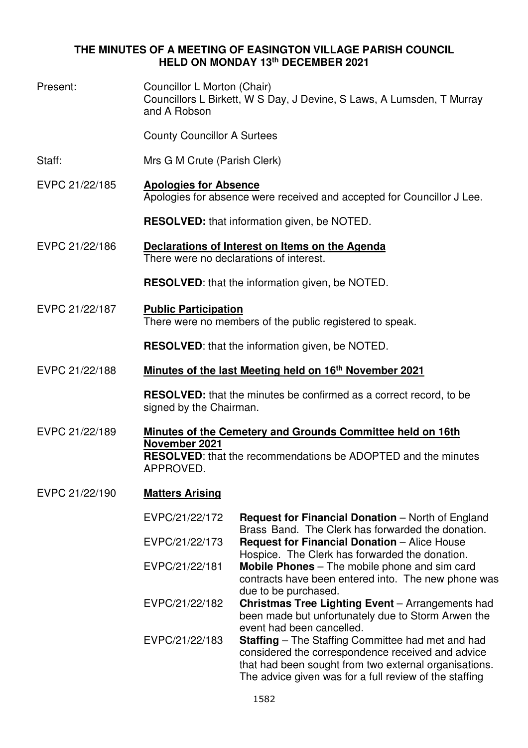# THE MINUTES OF A MEETING OF EASINGTON VILLAGE PARISH COUNCIL HELD ON MONDAY 13th DECEMBER 2021

Present: Councillor L Morton (Chair)
Councillors L Birkett, W S Day, J Devine, S Laws, A Lumsden, T Murray and A Robson

County Councillor A Surtees

Staff: Mrs G M Crute (Parish Clerk)

EVPC 21/22/185 **Apologies for Absence**
Apologies for absence were received and accepted for Councillor J Lee.

**RESOLVED:** that information given, be NOTED.

EVPC 21/22/186 **Declarations of Interest on Items on the Agenda**
There were no declarations of interest.

**RESOLVED**: that the information given, be NOTED.

EVPC 21/22/187 **Public Participation**
There were no members of the public registered to speak.

**RESOLVED**: that the information given, be NOTED.

EVPC 21/22/188 **Minutes of the last Meeting held on 16th November 2021**

**RESOLVED:** that the minutes be confirmed as a correct record, to be signed by the Chairman.

EVPC 21/22/189 **Minutes of the Cemetery and Grounds Committee held on 16th November 2021**
**RESOLVED**: that the recommendations be ADOPTED and the minutes APPROVED.

EVPC 21/22/190 **Matters Arising**

EVPC/21/22/172 **Request for Financial Donation** – North of England Brass Band. The Clerk has forwarded the donation.

EVPC/21/22/173 **Request for Financial Donation** – Alice House Hospice. The Clerk has forwarded the donation.

EVPC/21/22/181 **Mobile Phones** – The mobile phone and sim card contracts have been entered into. The new phone was due to be purchased.

EVPC/21/22/182 **Christmas Tree Lighting Event** – Arrangements had been made but unfortunately due to Storm Arwen the event had been cancelled.

EVPC/21/22/183 **Staffing** – The Staffing Committee had met and had considered the correspondence received and advice that had been sought from two external organisations. The advice given was for a full review of the staffing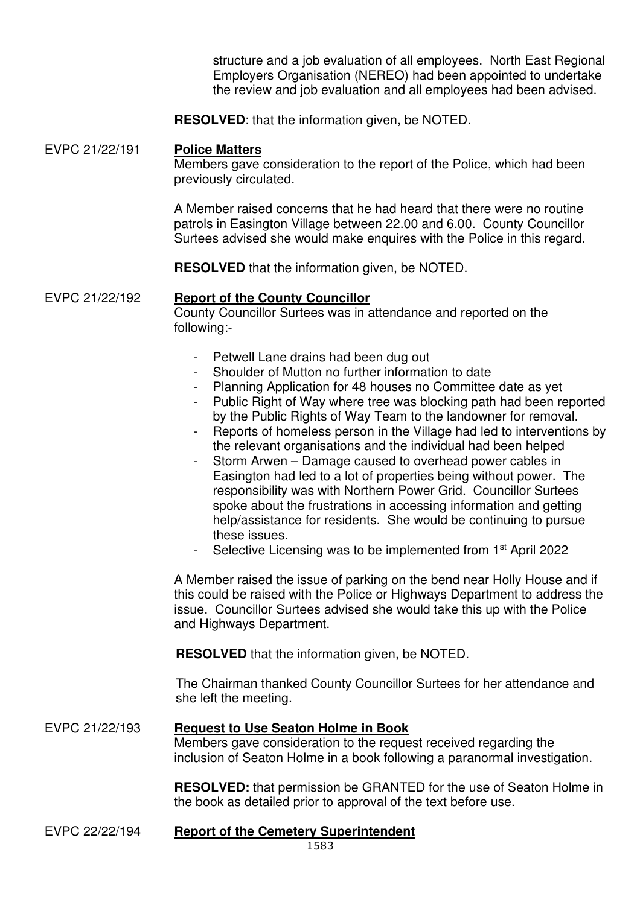structure and a job evaluation of all employees. North East Regional Employers Organisation (NEREO) had been appointed to undertake the review and job evaluation and all employees had been advised.

**RESOLVED**: that the information given, be NOTED.

EVPC 21/22/191 **Police Matters**

Members gave consideration to the report of the Police, which had been previously circulated.

A Member raised concerns that he had heard that there were no routine patrols in Easington Village between 22.00 and 6.00. County Councillor Surtees advised she would make enquires with the Police in this regard.

**RESOLVED** that the information given, be NOTED.

EVPC 21/22/192 **Report of the County Councillor**

County Councillor Surtees was in attendance and reported on the following:-

- Petwell Lane drains had been dug out
- Shoulder of Mutton no further information to date
- Planning Application for 48 houses no Committee date as yet
- Public Right of Way where tree was blocking path had been reported by the Public Rights of Way Team to the landowner for removal.
- Reports of homeless person in the Village had led to interventions by the relevant organisations and the individual had been helped
- Storm Arwen – Damage caused to overhead power cables in Easington had led to a lot of properties being without power. The responsibility was with Northern Power Grid. Councillor Surtees spoke about the frustrations in accessing information and getting help/assistance for residents. She would be continuing to pursue these issues.
- Selective Licensing was to be implemented from 1st April 2022

A Member raised the issue of parking on the bend near Holly House and if this could be raised with the Police or Highways Department to address the issue. Councillor Surtees advised she would take this up with the Police and Highways Department.

**RESOLVED** that the information given, be NOTED.

The Chairman thanked County Councillor Surtees for her attendance and she left the meeting.

EVPC 21/22/193 **Request to Use Seaton Holme in Book**

Members gave consideration to the request received regarding the inclusion of Seaton Holme in a book following a paranormal investigation.

**RESOLVED:** that permission be GRANTED for the use of Seaton Holme in the book as detailed prior to approval of the text before use.

EVPC 22/22/194 **Report of the Cemetery Superintendent**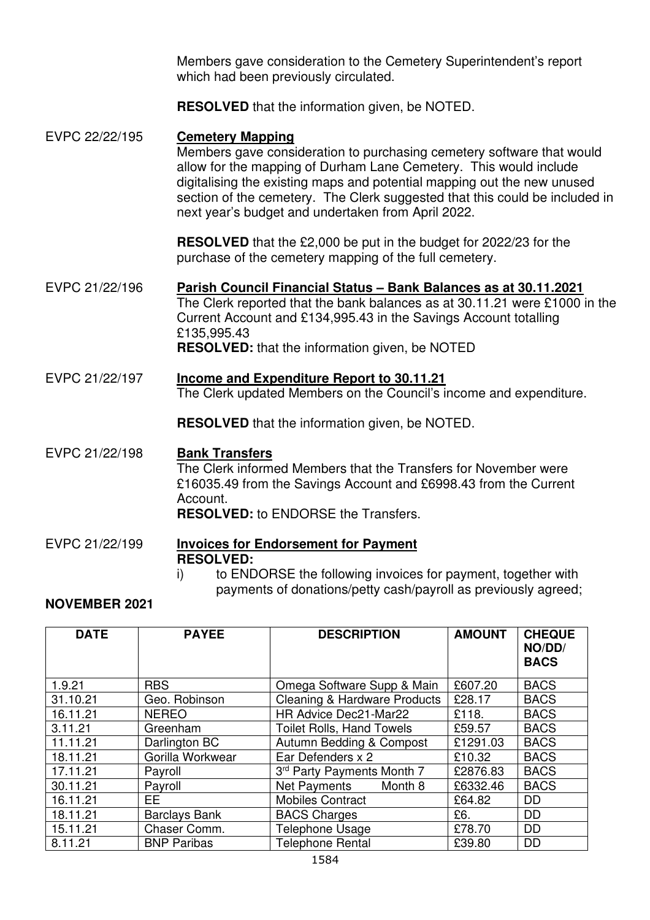Members gave consideration to the Cemetery Superintendent's report which had been previously circulated.

**RESOLVED** that the information given, be NOTED.

EVPC 22/22/195 **Cemetery Mapping**

Members gave consideration to purchasing cemetery software that would allow for the mapping of Durham Lane Cemetery. This would include digitalising the existing maps and potential mapping out the new unused section of the cemetery. The Clerk suggested that this could be included in next year's budget and undertaken from April 2022.

**RESOLVED** that the £2,000 be put in the budget for 2022/23 for the purchase of the cemetery mapping of the full cemetery.

EVPC 21/22/196 **Parish Council Financial Status – Bank Balances as at 30.11.2021**

The Clerk reported that the bank balances as at 30.11.21 were £1000 in the Current Account and £134,995.43 in the Savings Account totalling £135,995.43

**RESOLVED:** that the information given, be NOTED

EVPC 21/22/197 **Income and Expenditure Report to 30.11.21**

The Clerk updated Members on the Council's income and expenditure.

**RESOLVED** that the information given, be NOTED.

EVPC 21/22/198 **Bank Transfers**

The Clerk informed Members that the Transfers for November were £16035.49 from the Savings Account and £6998.43 from the Current Account.

**RESOLVED:** to ENDORSE the Transfers.

EVPC 21/22/199 **Invoices for Endorsement for Payment**

**RESOLVED:**

i) to ENDORSE the following invoices for payment, together with payments of donations/petty cash/payroll as previously agreed;

**NOVEMBER 2021**

| DATE | PAYEE | DESCRIPTION | AMOUNT | CHEQUE NO/DD/ BACS |
|---|---|---|---|---|
| 1.9.21 | RBS | Omega Software Supp & Main | £607.20 | BACS |
| 31.10.21 | Geo. Robinson | Cleaning & Hardware Products | £28.17 | BACS |
| 16.11.21 | NEREO | HR Advice Dec21-Mar22 | £118. | BACS |
| 3.11.21 | Greenham | Toilet Rolls, Hand Towels | £59.57 | BACS |
| 11.11.21 | Darlington BC | Autumn Bedding & Compost | £1291.03 | BACS |
| 18.11.21 | Gorilla Workwear | Ear Defenders x 2 | £10.32 | BACS |
| 17.11.21 | Payroll | 3rd Party Payments Month 7 | £2876.83 | BACS |
| 30.11.21 | Payroll | Net Payments Month 8 | £6332.46 | BACS |
| 16.11.21 | EE | Mobiles Contract | £64.82 | DD |
| 18.11.21 | Barclays Bank | BACS Charges | £6. | DD |
| 15.11.21 | Chaser Comm. | Telephone Usage | £78.70 | DD |
| 8.11.21 | BNP Paribas | Telephone Rental | £39.80 | DD |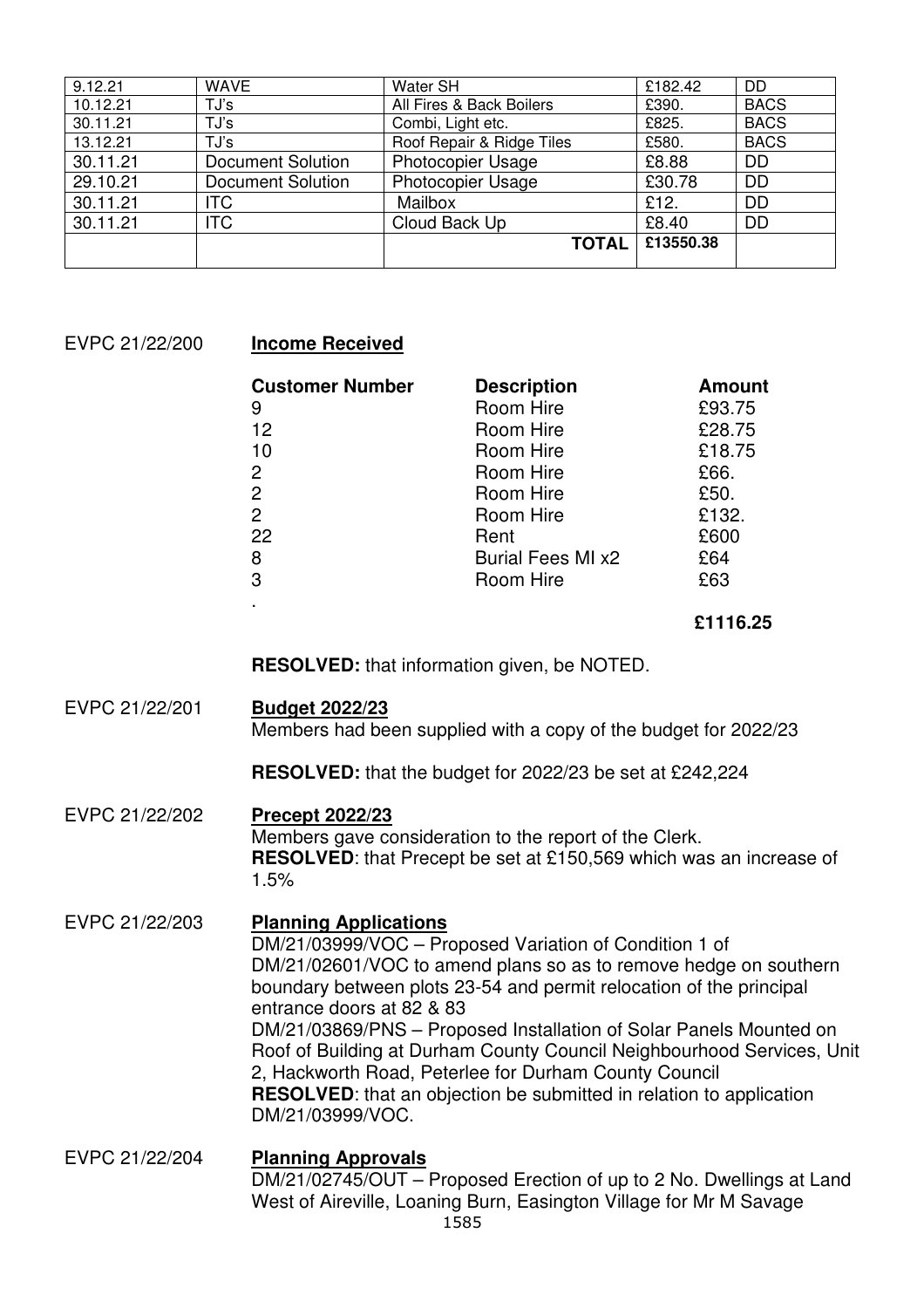| 9.12.21 | WAVE | Water SH | £182.42 | DD |
| --- | --- | --- | --- | --- |
| 10.12.21 | TJ's | All Fires & Back Boilers | £390. | BACS |
| 30.11.21 | TJ's | Combi, Light etc. | £825. | BACS |
| 13.12.21 | TJ's | Roof Repair & Ridge Tiles | £580. | BACS |
| 30.11.21 | Document Solution | Photocopier Usage | £8.88 | DD |
| 29.10.21 | Document Solution | Photocopier Usage | £30.78 | DD |
| 30.11.21 | ITC | Mailbox | £12. | DD |
| 30.11.21 | ITC | Cloud Back Up | £8.40 | DD |
| | | **TOTAL** | **£13550.38** | |

EVPC 21/22/200 **Income Received**

| Customer Number | Description | Amount |
| --- | --- | --- |
| 9 | Room Hire | £93.75 |
| 12 | Room Hire | £28.75 |
| 10 | Room Hire | £18.75 |
| 2 | Room Hire | £66. |
| 2 | Room Hire | £50. |
| 2 | Room Hire | £132. |
| 22 | Rent | £600 |
| 8 | Burial Fees MI x2 | £64 |
| 3 | Room Hire | £63 |
| . | | |
| | | **£1116.25** |

**RESOLVED:** that information given, be NOTED.

EVPC 21/22/201 **Budget 2022/23**

Members had been supplied with a copy of the budget for 2022/23

**RESOLVED:** that the budget for 2022/23 be set at £242,224

EVPC 21/22/202 **Precept 2022/23**

Members gave consideration to the report of the Clerk.
**RESOLVED**: that Precept be set at £150,569 which was an increase of 1.5%

EVPC 21/22/203 **Planning Applications**

DM/21/03999/VOC – Proposed Variation of Condition 1 of DM/21/02601/VOC to amend plans so as to remove hedge on southern boundary between plots 23-54 and permit relocation of the principal entrance doors at 82 & 83
DM/21/03869/PNS – Proposed Installation of Solar Panels Mounted on Roof of Building at Durham County Council Neighbourhood Services, Unit 2, Hackworth Road, Peterlee for Durham County Council
**RESOLVED**: that an objection be submitted in relation to application DM/21/03999/VOC.

EVPC 21/22/204 **Planning Approvals**

DM/21/02745/OUT – Proposed Erection of up to 2 No. Dwellings at Land West of Aireville, Loaning Burn, Easington Village for Mr M Savage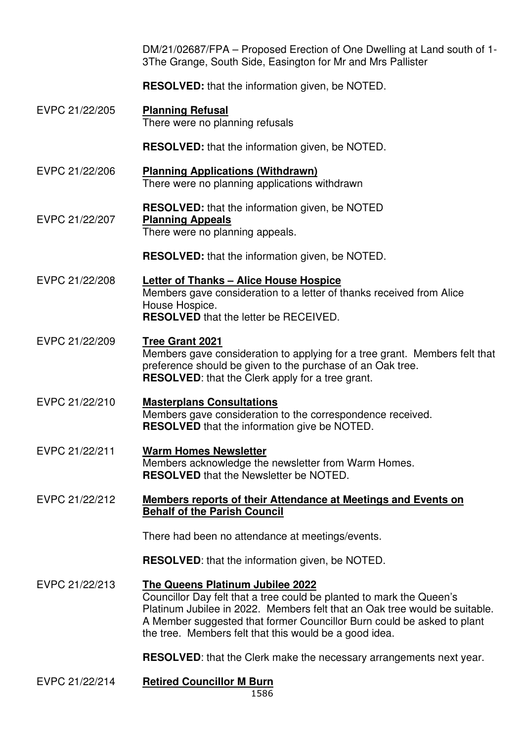DM/21/02687/FPA – Proposed Erection of One Dwelling at Land south of 1-3The Grange, South Side, Easington for Mr and Mrs Pallister

**RESOLVED:** that the information given, be NOTED.

EVPC 21/22/205 **Planning Refusal**

There were no planning refusals

**RESOLVED:** that the information given, be NOTED.

EVPC 21/22/206 **Planning Applications (Withdrawn)**

There were no planning applications withdrawn

**RESOLVED:** that the information given, be NOTED

EVPC 21/22/207 **Planning Appeals**

There were no planning appeals.

**RESOLVED:** that the information given, be NOTED.

EVPC 21/22/208 **Letter of Thanks – Alice House Hospice**

Members gave consideration to a letter of thanks received from Alice House Hospice.

**RESOLVED** that the letter be RECEIVED.

EVPC 21/22/209 **Tree Grant 2021**

Members gave consideration to applying for a tree grant. Members felt that preference should be given to the purchase of an Oak tree.

**RESOLVED**: that the Clerk apply for a tree grant.

EVPC 21/22/210 **Masterplans Consultations**

Members gave consideration to the correspondence received.

**RESOLVED** that the information give be NOTED.

EVPC 21/22/211 **Warm Homes Newsletter**

Members acknowledge the newsletter from Warm Homes.

**RESOLVED** that the Newsletter be NOTED.

EVPC 21/22/212 **Members reports of their Attendance at Meetings and Events on Behalf of the Parish Council**

There had been no attendance at meetings/events.

**RESOLVED**: that the information given, be NOTED.

EVPC 21/22/213 **The Queens Platinum Jubilee 2022**

Councillor Day felt that a tree could be planted to mark the Queen's Platinum Jubilee in 2022. Members felt that an Oak tree would be suitable. A Member suggested that former Councillor Burn could be asked to plant the tree. Members felt that this would be a good idea.

**RESOLVED**: that the Clerk make the necessary arrangements next year.

EVPC 21/22/214 **Retired Councillor M Burn**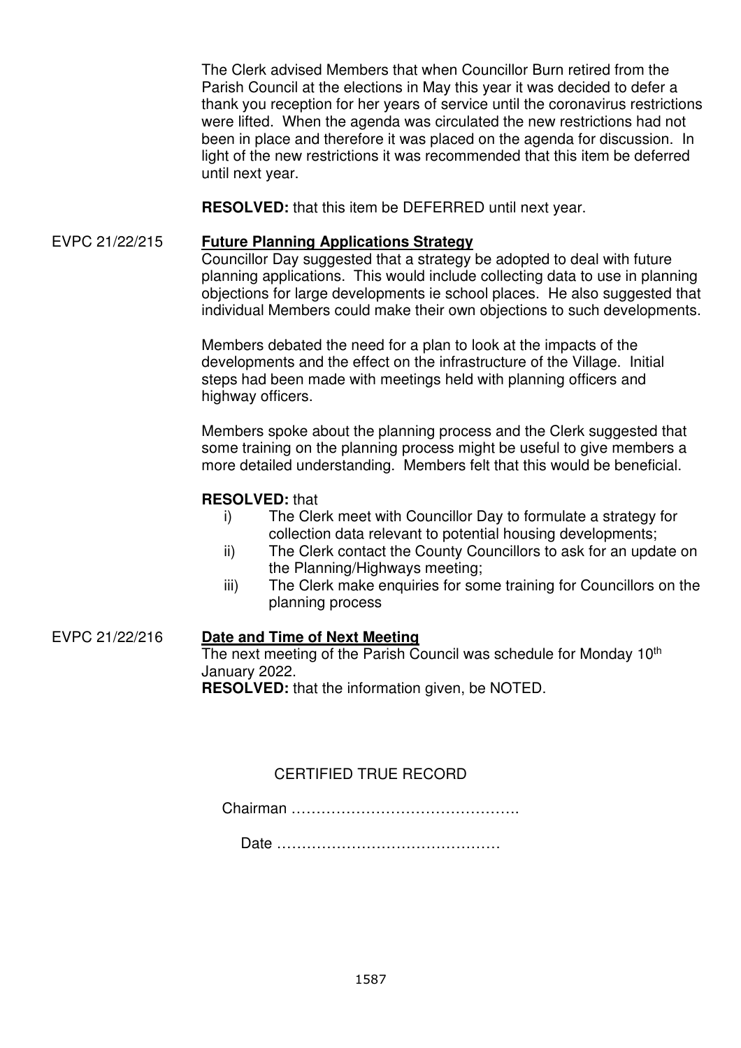The Clerk advised Members that when Councillor Burn retired from the Parish Council at the elections in May this year it was decided to defer a thank you reception for her years of service until the coronavirus restrictions were lifted. When the agenda was circulated the new restrictions had not been in place and therefore it was placed on the agenda for discussion. In light of the new restrictions it was recommended that this item be deferred until next year.

**RESOLVED:** that this item be DEFERRED until next year.

EVPC 21/22/215 **Future Planning Applications Strategy**

Councillor Day suggested that a strategy be adopted to deal with future planning applications. This would include collecting data to use in planning objections for large developments ie school places. He also suggested that individual Members could make their own objections to such developments.

Members debated the need for a plan to look at the impacts of the developments and the effect on the infrastructure of the Village. Initial steps had been made with meetings held with planning officers and highway officers.

Members spoke about the planning process and the Clerk suggested that some training on the planning process might be useful to give members a more detailed understanding. Members felt that this would be beneficial.

**RESOLVED:** that

i) The Clerk meet with Councillor Day to formulate a strategy for collection data relevant to potential housing developments;
ii) The Clerk contact the County Councillors to ask for an update on the Planning/Highways meeting;
iii) The Clerk make enquiries for some training for Councillors on the planning process

EVPC 21/22/216 **Date and Time of Next Meeting**

The next meeting of the Parish Council was schedule for Monday 10th January 2022.

**RESOLVED:** that the information given, be NOTED.

CERTIFIED TRUE RECORD

Chairman ……………………………………….

Date ………………………………………